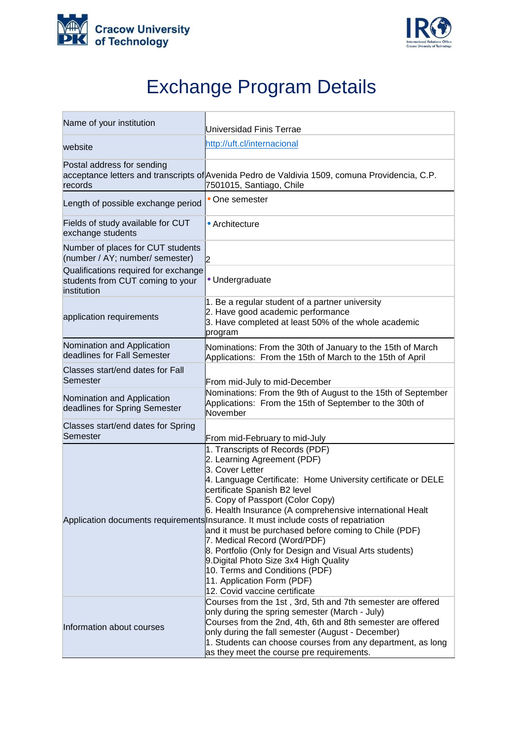Cracow University of Technology

# Exchange Program Details

| | |
|---|---|
| Name of your institution | Universidad Finis Terrae |
| website | [http://uft.cl/internacional](http://uft.cl/internacional) |
| Postal address for sending acceptance letters and transcripts of records | Avenida Pedro de Valdivia 1509, comuna Providencia, C.P. 7501015, Santiago, Chile |
| Length of possible exchange period | • One semester |
| Fields of study available for CUT exchange students | • Architecture |
| Number of places for CUT students (number / AY; number/ semester) | 2 |
| Qualifications required for exchange students from CUT coming to your institution | • Undergraduate |
| application requirements | 1. Be a regular student of a partner university<br>2. Have good academic performance<br>3. Have completed at least 50% of the whole academic program |
| Nomination and Application deadlines for Fall Semester | Nominations: From the 30th of January to the 15th of March<br>Applications: From the 15th of March to the 15th of April |
| Classes start/end dates for Fall Semester | From mid-July to mid-December |
| Nomination and Application deadlines for Spring Semester | Nominations: From the 9th of August to the 15th of September<br>Applications: From the 15th of September to the 30th of November |
| Classes start/end dates for Spring Semester | From mid-February to mid-July |
| Application documents requirements | 1. Transcripts of Records (PDF)<br>2. Learning Agreement (PDF)<br>3. Cover Letter<br>4. Language Certificate: Home University certificate or DELE certificate Spanish B2 level<br>5. Copy of Passport (Color Copy)<br>6. Health Insurance (A comprehensive international Healt Insurance. It must include costs of repatriation and it must be purchased before coming to Chile (PDF)<br>7. Medical Record (Word/PDF)<br>8. Portfolio (Only for Design and Visual Arts students)<br>9.Digital Photo Size 3x4 High Quality<br>10. Terms and Conditions (PDF)<br>11. Application Form (PDF)<br>12. Covid vaccine certificate |
| Information about courses | Courses from the 1st , 3rd, 5th and 7th semester are offered only during the spring semester (March - July)<br>Courses from the 2nd, 4th, 6th and 8th semester are offered only during the fall semester (August - December)<br>1. Students can choose courses from any department, as long as they meet the course pre requirements. |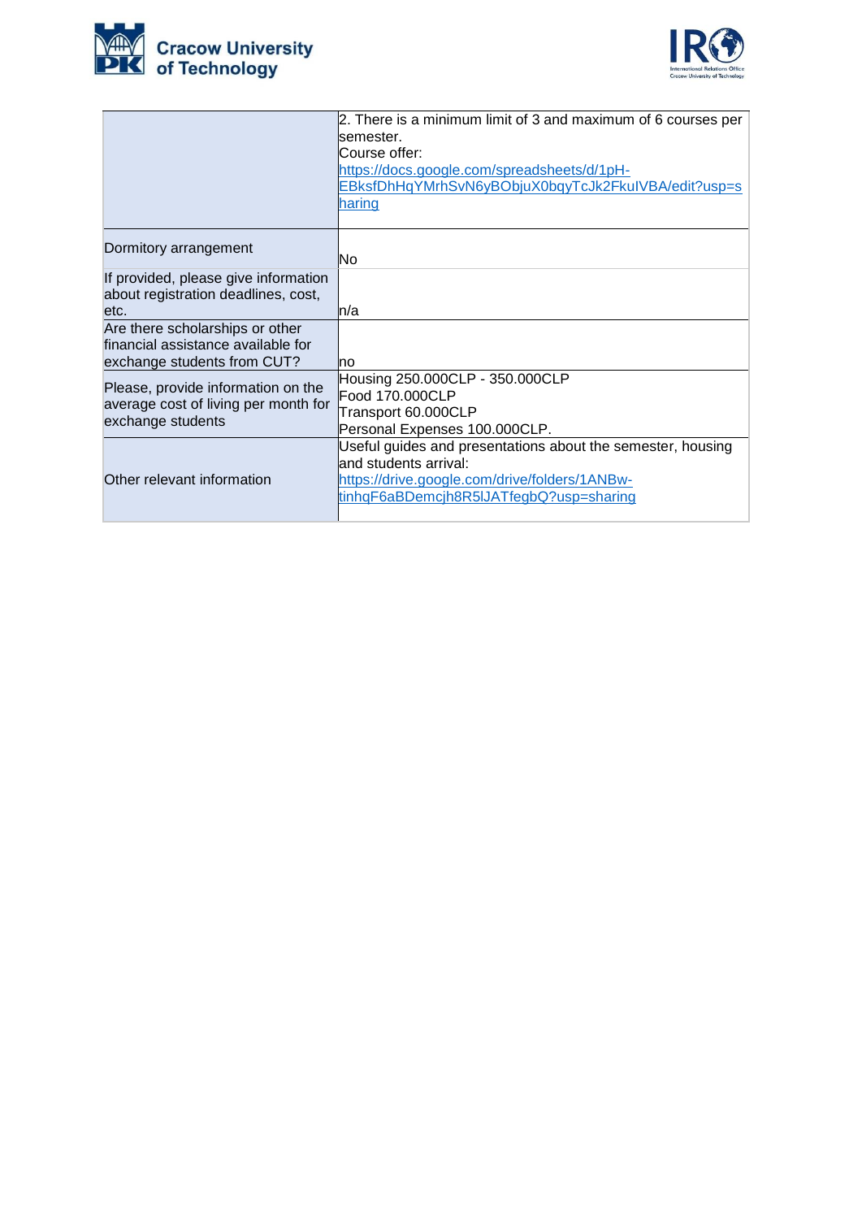| | |
|---|---|
| | 2. There is a minimum limit of 3 and maximum of 6 courses per semester.<br>Course offer:<br>https://docs.google.com/spreadsheets/d/1pH-EBksfDhHqYMrhSvN6yBObjuX0bqyTcJk2FkuIVBA/edit?usp=sharing |
| Dormitory arrangement | No |
| If provided, please give information about registration deadlines, cost, etc. | n/a |
| Are there scholarships or other financial assistance available for exchange students from CUT? | no |
| Please, provide information on the average cost of living per month for exchange students | Housing 250.000CLP - 350.000CLP<br>Food 170.000CLP<br>Transport 60.000CLP<br>Personal Expenses 100.000CLP. |
| Other relevant information | Useful guides and presentations about the semester, housing and students arrival:<br>https://drive.google.com/drive/folders/1ANBw-tinhqF6aBDemcjh8R5lJATfegbQ?usp=sharing |